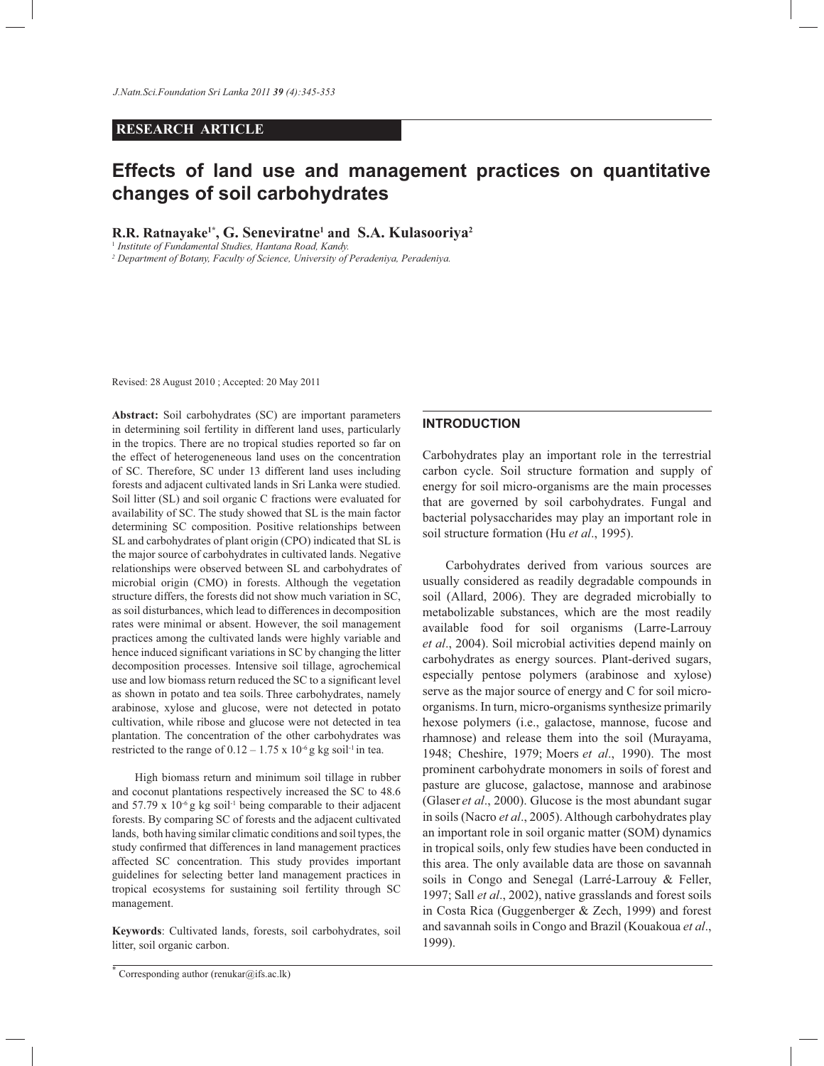**RESEARCH ARTICLE**

# Effects of land use and management practices on quantitative changes of soil carbohydrates

**R.R. Ratnayake[1*], G. Seneviratne[1] and S.A. Kulasooriya[2]**

[1] *Institute of Fundamental Studies, Hantana Road, Kandy.*

[2] *Department of Botany, Faculty of Science, University of Peradeniya, Peradeniya.*

Revised: 28 August 2010 ; Accepted: 20 May 2011

**Abstract:** Soil carbohydrates (SC) are important parameters in determining soil fertility in different land uses, particularly in the tropics. There are no tropical studies reported so far on the effect of heterogeneneous land uses on the concentration of SC. Therefore, SC under 13 different land uses including forests and adjacent cultivated lands in Sri Lanka were studied. Soil litter (SL) and soil organic C fractions were evaluated for availability of SC. The study showed that SL is the main factor determining SC composition. Positive relationships between SL and carbohydrates of plant origin (CPO) indicated that SL is the major source of carbohydrates in cultivated lands. Negative relationships were observed between SL and carbohydrates of microbial origin (CMO) in forests. Although the vegetation structure differs, the forests did not show much variation in SC, as soil disturbances, which lead to differences in decomposition rates were minimal or absent. However, the soil management practices among the cultivated lands were highly variable and hence induced significant variations in SC by changing the litter decomposition processes. Intensive soil tillage, agrochemical use and low biomass return reduced the SC to a significant level as shown in potato and tea soils. Three carbohydrates, namely arabinose, xylose and glucose, were not detected in potato cultivation, while ribose and glucose were not detected in tea plantation. The concentration of the other carbohydrates was restricted to the range of $0.12 – 1.75 \times 10^{-6}$ g kg soil$^{-1}$ in tea.

High biomass return and minimum soil tillage in rubber and coconut plantations respectively increased the SC to 48.6 and $57.79 \times 10^{-6}$ g kg soil$^{-1}$ being comparable to their adjacent forests. By comparing SC of forests and the adjacent cultivated lands, both having similar climatic conditions and soil types, the study confirmed that differences in land management practices affected SC concentration. This study provides important guidelines for selecting better land management practices in tropical ecosystems for sustaining soil fertility through SC management.

**Keywords**: Cultivated lands, forests, soil carbohydrates, soil litter, soil organic carbon.

## INTRODUCTION

Carbohydrates play an important role in the terrestrial carbon cycle. Soil structure formation and supply of energy for soil micro-organisms are the main processes that are governed by soil carbohydrates. Fungal and bacterial polysaccharides may play an important role in soil structure formation (Hu *et al*., 1995).

Carbohydrates derived from various sources are usually considered as readily degradable compounds in soil (Allard, 2006). They are degraded microbially to metabolizable substances, which are the most readily available food for soil organisms (Larre-Larrouy *et al*., 2004). Soil microbial activities depend mainly on carbohydrates as energy sources. Plant-derived sugars, especially pentose polymers (arabinose and xylose) serve as the major source of energy and C for soil micro-organisms. In turn, micro-organisms synthesize primarily hexose polymers (i.e., galactose, mannose, fucose and rhamnose) and release them into the soil (Murayama, 1948; Cheshire, 1979; Moers *et al*., 1990). The most prominent carbohydrate monomers in soils of forest and pasture are glucose, galactose, mannose and arabinose (Glaser *et al*., 2000). Glucose is the most abundant sugar in soils (Nacro *et al*., 2005). Although carbohydrates play an important role in soil organic matter (SOM) dynamics in tropical soils, only few studies have been conducted in this area. The only available data are those on savannah soils in Congo and Senegal (Larré-Larrouy & Feller, 1997; Sall *et al*., 2002), native grasslands and forest soils in Costa Rica (Guggenberger & Zech, 1999) and forest and savannah soils in Congo and Brazil (Kouakoua *et al*., 1999).

* Corresponding author (renukar@ifs.ac.lk)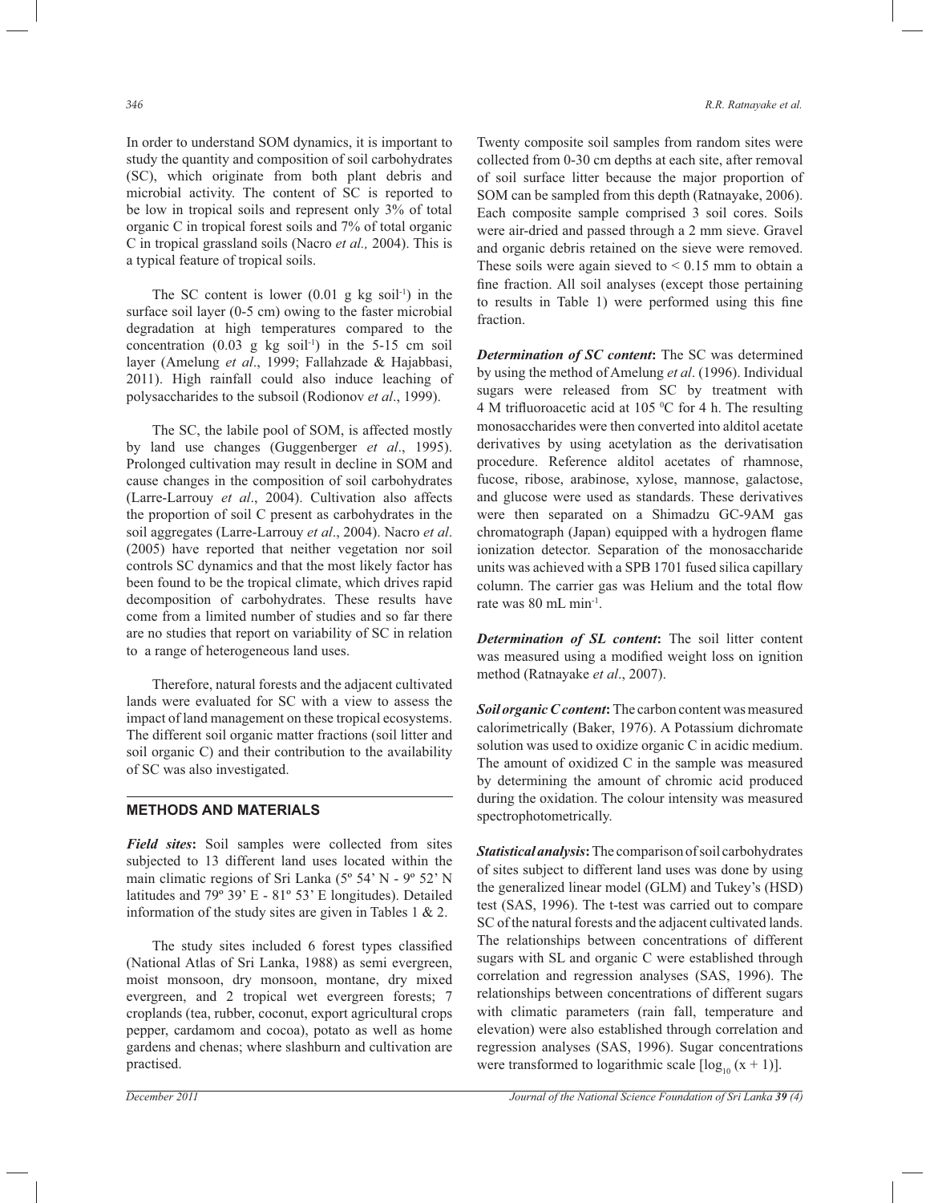In order to understand SOM dynamics, it is important to study the quantity and composition of soil carbohydrates (SC), which originate from both plant debris and microbial activity. The content of SC is reported to be low in tropical soils and represent only 3% of total organic C in tropical forest soils and 7% of total organic C in tropical grassland soils (Nacro *et al.,* 2004). This is a typical feature of tropical soils.

The SC content is lower (0.01 g kg soil$^{-1}$) in the surface soil layer (0-5 cm) owing to the faster microbial degradation at high temperatures compared to the concentration (0.03 g kg soil$^{-1}$) in the 5-15 cm soil layer (Amelung *et al*., 1999; Fallahzade & Hajabbasi, 2011). High rainfall could also induce leaching of polysaccharides to the subsoil (Rodionov *et al*., 1999).

The SC, the labile pool of SOM, is affected mostly by land use changes (Guggenberger *et al*., 1995). Prolonged cultivation may result in decline in SOM and cause changes in the composition of soil carbohydrates (Larre-Larrouy *et al*., 2004). Cultivation also affects the proportion of soil C present as carbohydrates in the soil aggregates (Larre-Larrouy *et al*., 2004). Nacro *et al*. (2005) have reported that neither vegetation nor soil controls SC dynamics and that the most likely factor has been found to be the tropical climate, which drives rapid decomposition of carbohydrates. These results have come from a limited number of studies and so far there are no studies that report on variability of SC in relation to a range of heterogeneous land uses.

Therefore, natural forests and the adjacent cultivated lands were evaluated for SC with a view to assess the impact of land management on these tropical ecosystems. The different soil organic matter fractions (soil litter and soil organic C) and their contribution to the availability of SC was also investigated.

## METHODS AND MATERIALS

***Field sites*:** Soil samples were collected from sites subjected to 13 different land uses located within the main climatic regions of Sri Lanka (5º 54' N - 9º 52' N latitudes and 79º 39' E - 81º 53' E longitudes). Detailed information of the study sites are given in Tables 1 & 2.

The study sites included 6 forest types classified (National Atlas of Sri Lanka, 1988) as semi evergreen, moist monsoon, dry monsoon, montane, dry mixed evergreen, and 2 tropical wet evergreen forests; 7 croplands (tea, rubber, coconut, export agricultural crops pepper, cardamom and cocoa), potato as well as home gardens and chenas; where slashburn and cultivation are practised.

Twenty composite soil samples from random sites were collected from 0-30 cm depths at each site, after removal of soil surface litter because the major proportion of SOM can be sampled from this depth (Ratnayake, 2006). Each composite sample comprised 3 soil cores. Soils were air-dried and passed through a 2 mm sieve. Gravel and organic debris retained on the sieve were removed. These soils were again sieved to < 0.15 mm to obtain a fine fraction. All soil analyses (except those pertaining to results in Table 1) were performed using this fine fraction.

***Determination of SC content*:** The SC was determined by using the method of Amelung *et al*. (1996). Individual sugars were released from SC by treatment with 4 M trifluoroacetic acid at 105 $^0$C for 4 h. The resulting monosaccharides were then converted into alditol acetate derivatives by using acetylation as the derivatisation procedure. Reference alditol acetates of rhamnose, fucose, ribose, arabinose, xylose, mannose, galactose, and glucose were used as standards. These derivatives were then separated on a Shimadzu GC-9AM gas chromatograph (Japan) equipped with a hydrogen flame ionization detector. Separation of the monosaccharide units was achieved with a SPB 1701 fused silica capillary column. The carrier gas was Helium and the total flow rate was 80 mL min$^{-1}$.

***Determination of SL content*:** The soil litter content was measured using a modified weight loss on ignition method (Ratnayake *et al*., 2007).

***Soil organic C content*:** The carbon content was measured calorimetrically (Baker, 1976). A Potassium dichromate solution was used to oxidize organic C in acidic medium. The amount of oxidized C in the sample was measured by determining the amount of chromic acid produced during the oxidation. The colour intensity was measured spectrophotometrically.

***Statistical analysis*:** The comparison of soil carbohydrates of sites subject to different land uses was done by using the generalized linear model (GLM) and Tukey's (HSD) test (SAS, 1996). The t-test was carried out to compare SC of the natural forests and the adjacent cultivated lands. The relationships between concentrations of different sugars with SL and organic C were established through correlation and regression analyses (SAS, 1996). The relationships between concentrations of different sugars with climatic parameters (rain fall, temperature and elevation) were also established through correlation and regression analyses (SAS, 1996). Sugar concentrations were transformed to logarithmic scale [$\log_{10}(x + 1)$].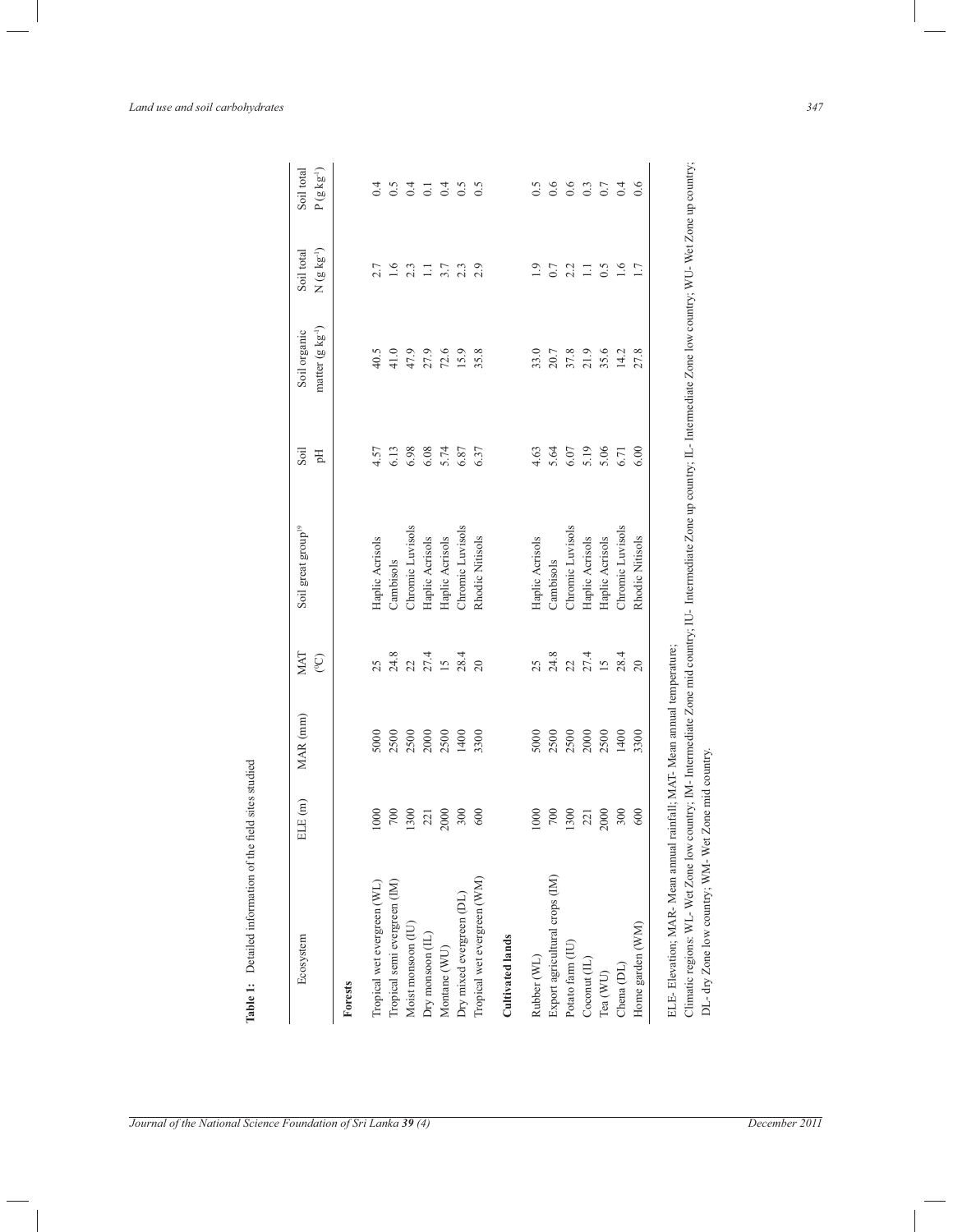**Table 1:** Detailed information of the field sites studied

| Ecosystem | ELE (m) | MAR (mm) | MAT (ºC) | Soil great group[19] | Soil pH | Soil organic matter (g kg$^{-1}$) | Soil total N (g kg$^{-1}$) | Soil total P (g kg$^{-1}$) |
|---|---|---|---|---|---|---|---|---|
| **Forests** | | | | | | | | |
| Tropical wet evergreen (WL) | 1000 | 5000 | 25 | Haplic Acrisols | 4.57 | 40.5 | 2.7 | 0.4 |
| Tropical semi evergreen (IM) | 700 | 2500 | 24.8 | Cambisols | 6.13 | 41.0 | 1.6 | 0.5 |
| Moist monsoon (IU) | 1300 | 2500 | 22 | Chromic Luvisols | 6.98 | 47.9 | 2.3 | 0.4 |
| Dry monsoon (IL) | 221 | 2000 | 27.4 | Haplic Acrisols | 6.08 | 27.9 | 1.1 | 0.1 |
| Montane (WU) | 2000 | 2500 | 15 | Haplic Acrisols | 5.74 | 72.6 | 3.7 | 0.4 |
| Dry mixed evergreen (DL) | 300 | 1400 | 28.4 | Chromic Luvisols | 6.87 | 15.9 | 2.3 | 0.5 |
| Tropical wet evergreen (WM) | 600 | 3300 | 20 | Rhodic Nitisols | 6.37 | 35.8 | 2.9 | 0.5 |
| **Cultivated lands** | | | | | | | | |
| Rubber (WL) | 1000 | 5000 | 25 | Haplic Acrisols | 4.63 | 33.0 | 1.9 | 0.5 |
| Export agricultural crops (IM) | 700 | 2500 | 24.8 | Cambisols | 5.64 | 20.7 | 0.7 | 0.6 |
| Potato farm (IU) | 1300 | 2500 | 22 | Chromic Luvisols | 6.07 | 37.8 | 2.2 | 0.6 |
| Coconut (IL) | 221 | 2000 | 27.4 | Haplic Acrisols | 5.19 | 21.9 | 1.1 | 0.3 |
| Tea (WU) | 2000 | 2500 | 15 | Haplic Acrisols | 5.06 | 35.6 | 0.5 | 0.7 |
| Chena (DL) | 300 | 1400 | 28.4 | Chromic Luvisols | 6.71 | 14.2 | 1.6 | 0.4 |
| Home garden (WM) | 600 | 3300 | 20 | Rhodic Nitisols | 6.00 | 27.8 | 1.7 | 0.6 |

ELE- Elevation; MAR- Mean annual rainfall; MAT- Mean annual temperature;

Climatic regions: WL- Wet Zone low country; IM- Intermediate Zone mid country; IU- Intermediate Zone up country; IL- Intermediate Zone low country; WU- Wet Zone up country; DL- dry Zone low country; WM- Wet Zone mid country.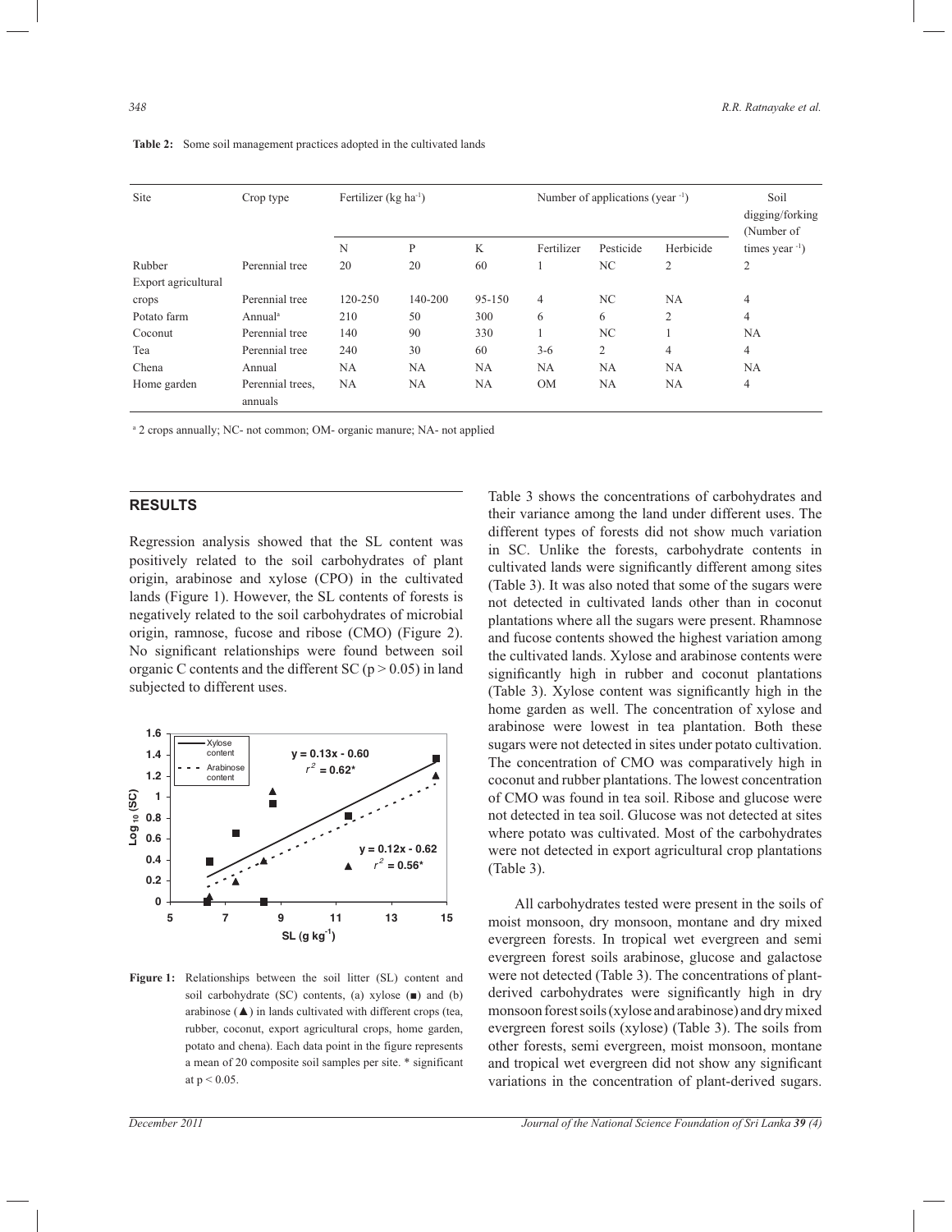**Table 2:** Some soil management practices adopted in the cultivated lands

| Site | Crop type | Fertilizer (kg ha$^{-1}$) | | | Number of applications (year $^{-1}$) | | | Soil digging/forking (Number of times year $^{-1}$) |
|---|---|---|---|---|---|---|---|---|
| | | N | P | K | Fertilizer | Pesticide | Herbicide | |
| Rubber | Perennial tree | 20 | 20 | 60 | 1 | NC | 2 | 2 |
| Export agricultural crops | Perennial tree | 120-250 | 140-200 | 95-150 | 4 | NC | NA | 4 |
| Potato farm | Annual[a] | 210 | 50 | 300 | 6 | 6 | 2 | 4 |
| Coconut | Perennial tree | 140 | 90 | 330 | 1 | NC | 1 | NA |
| Tea | Perennial tree | 240 | 30 | 60 | 3-6 | 2 | 4 | 4 |
| Chena | Annual | NA | NA | NA | NA | NA | NA | NA |
| Home garden | Perennial trees, annuals | NA | NA | NA | OM | NA | NA | 4 |

[a] 2 crops annually; NC- not common; OM- organic manure; NA- not applied

## RESULTS

Regression analysis showed that the SL content was positively related to the soil carbohydrates of plant origin, arabinose and xylose (CPO) in the cultivated lands (Figure 1). However, the SL contents of forests is negatively related to the soil carbohydrates of microbial origin, ramnose, fucose and ribose (CMO) (Figure 2). No significant relationships were found between soil organic C contents and the different SC ($p > 0.05$) in land subjected to different uses.

**Figure 1:** Relationships between the soil litter (SL) content and soil carbohydrate (SC) contents, (a) xylose (■) and (b) arabinose (▲) in lands cultivated with different crops (tea, rubber, coconut, export agricultural crops, home garden, potato and chena). Each data point in the figure represents a mean of 20 composite soil samples per site. * significant at $p < 0.05$.

Table 3 shows the concentrations of carbohydrates and their variance among the land under different uses. The different types of forests did not show much variation in SC. Unlike the forests, carbohydrate contents in cultivated lands were significantly different among sites (Table 3). It was also noted that some of the sugars were not detected in cultivated lands other than in coconut plantations where all the sugars were present. Rhamnose and fucose contents showed the highest variation among the cultivated lands. Xylose and arabinose contents were significantly high in rubber and coconut plantations (Table 3). Xylose content was significantly high in the home garden as well. The concentration of xylose and arabinose were lowest in tea plantation. Both these sugars were not detected in sites under potato cultivation. The concentration of CMO was comparatively high in coconut and rubber plantations. The lowest concentration of CMO was found in tea soil. Ribose and glucose were not detected in tea soil. Glucose was not detected at sites where potato was cultivated. Most of the carbohydrates were not detected in export agricultural crop plantations (Table 3).

All carbohydrates tested were present in the soils of moist monsoon, dry monsoon, montane and dry mixed evergreen forests. In tropical wet evergreen and semi evergreen forest soils arabinose, glucose and galactose were not detected (Table 3). The concentrations of plant-derived carbohydrates were significantly high in dry monsoon forest soils (xylose and arabinose) and dry mixed evergreen forest soils (xylose) (Table 3). The soils from other forests, semi evergreen, moist monsoon, montane and tropical wet evergreen did not show any significant variations in the concentration of plant-derived sugars.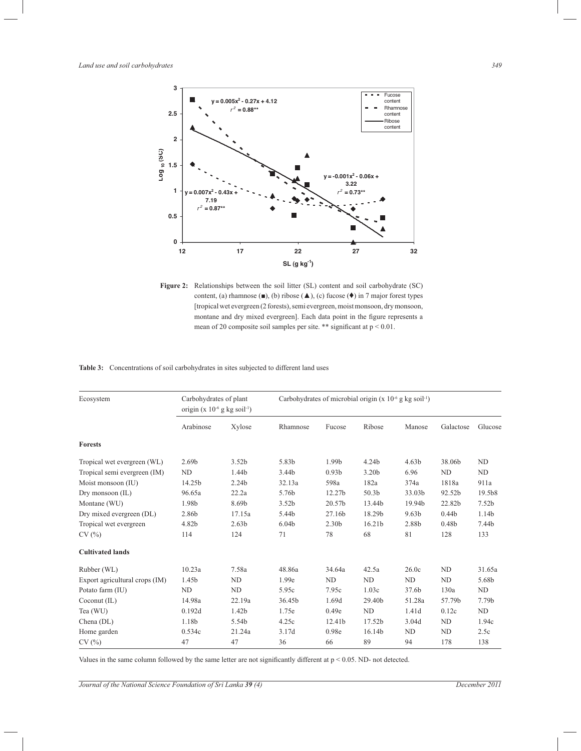**Figure 2:** Relationships between the soil litter (SL) content and soil carbohydrate (SC) content, (a) rhamnose (■), (b) ribose (▲), (c) fucose (♦) in 7 major forest types [tropical wet evergreen (2 forests), semi evergreen, moist monsoon, dry monsoon, montane and dry mixed evergreen]. Each data point in the figure represents a mean of 20 composite soil samples per site. ** significant at $p < 0.01$.

**Table 3:** Concentrations of soil carbohydrates in sites subjected to different land uses

| Ecosystem | Carbohydrates of plant origin ($\times 10^{-6}$ g kg soil$^{-1}$) | | Carbohydrates of microbial origin ($\times 10^{-6}$ g kg soil$^{-1}$) | | | | | |
|---|---|---|---|---|---|---|---|---|
| | Arabinose | Xylose | Rhamnose | Fucose | Ribose | Manose | Galactose | Glucose |
| **Forests** | | | | | | | | |
| Tropical wet evergreen (WL) | 2.69b | 3.52b | 5.83b | 1.99b | 4.24b | 4.63b | 38.06b | ND |
| Tropical semi evergreen (IM) | ND | 1.44b | 3.44b | 0.93b | 3.20b | 6.96 | ND | ND |
| Moist monsoon (IU) | 14.25b | 2.24b | 32.13a | 598a | 182a | 374a | 1818a | 911a |
| Dry monsoon (IL) | 96.65a | 22.2a | 5.76b | 12.27b | 50.3b | 33.03b | 92.52b | 19.5b8 |
| Montane (WU) | 1.98b | 8.69b | 3.52b | 20.57b | 13.44b | 19.94b | 22.82b | 7.52b |
| Dry mixed evergreen (DL) | 2.86b | 17.15a | 5.44b | 27.16b | 18.29b | 9.63b | 0.44b | 1.14b |
| Tropical wet evergreen | 4.82b | 2.63b | 6.04b | 2.30b | 16.21b | 2.88b | 0.48b | 7.44b |
| CV (%) | 114 | 124 | 71 | 78 | 68 | 81 | 128 | 133 |
| **Cultivated lands** | | | | | | | | |
| Rubber (WL) | 10.23a | 7.58a | 48.86a | 34.64a | 42.5a | 26.0c | ND | 31.65a |
| Export agricultural crops (IM) | 1.45b | ND | 1.99e | ND | ND | ND | ND | 5.68b |
| Potato farm (IU) | ND | ND | 5.95c | 7.95c | 1.03c | 37.6b | 130a | ND |
| Coconut (IL) | 14.98a | 22.19a | 36.45b | 1.69d | 29.40b | 51.28a | 57.79b | 7.79b |
| Tea (WU) | 0.192d | 1.42b | 1.75e | 0.49e | ND | 1.41d | 0.12c | ND |
| Chena (DL) | 1.18b | 5.54b | 4.25c | 12.41b | 17.52b | 3.04d | ND | 1.94c |
| Home garden | 0.534c | 21.24a | 3.17d | 0.98e | 16.14b | ND | ND | 2.5c |
| CV (%) | 47 | 47 | 36 | 66 | 89 | 94 | 178 | 138 |

Values in the same column followed by the same letter are not significantly different at $p < 0.05$. ND- not detected.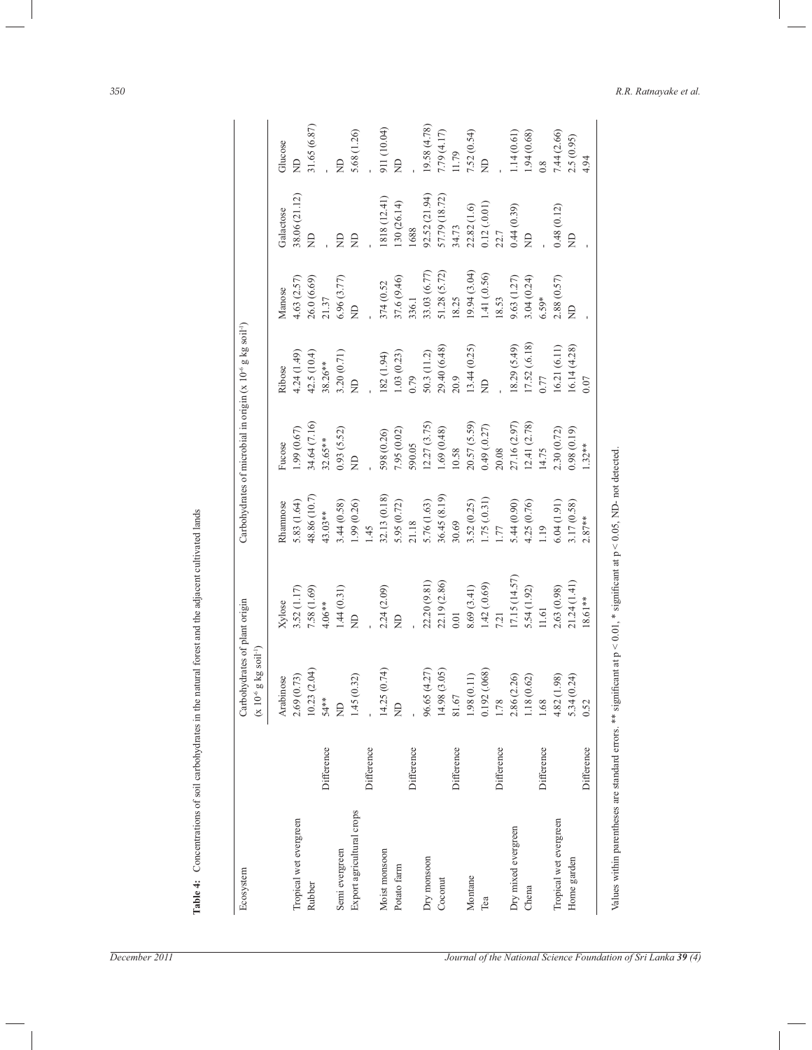**Table 4:** Concentrations of soil carbohydrates in the natural forest and the adjacent cultivated lands

| Ecosystem | | Carbohydrates of plant origin ($\times 10^{-6}$ g kg soil$^{-1}$) | | Carbohydrates of microbial in origin ($\times 10^{-6}$ g kg soil$^{-1}$) | | | | | | |
|---|---|---|---|---|---|---|---|---|---|---|
| | | Arabinose | Xylose | Rhamnose | Fucose | Ribose | Manose | Galactose | Glucose |
| Tropical wet evergreen | | 2.69 (0.73) | 3.52 (1.17) | 5.83 (1.64) | 1.99 (0.67) | 4.24 (1.49) | 4.63 (2.57) | 38.06 (21.12) | ND |
| Rubber | | 10.23 (2.04) | 7.58 (1.69) | 48.86 (10.7) | 34.64 (7.16) | 42.5 (10.4) | 26.0 (6.69) | ND | 31.65 (6.87) |
| | Difference | 54** | 4.06** | 43.03** | 32.65** | 38.26** | 21.37 | - | - |
| Semi evergreen | | ND | 1.44 (0.31) | 3.44 (0.58) | 0.93 (5.52) | 3.20 (0.71) | 6.96 (3.77) | ND | ND |
| Export agricultural crops | | 1.45 (0.32) | ND | 1.99 (0.26) | ND | ND | ND | ND | 5.68 (1.26) |
| | Difference | - | - | 1.45 | - | - | - | - | - |
| Moist monsoon | | 14.25 (0.74) | 2.24 (2.09) | 32.13 (0.18) | 598 (0.26) | 182 (1.94) | 374 (0.52 | 1818 (12.41) | 911 (10.04) |
| Potato farm | | ND | ND | 5.95 (0.72) | 7.95 (0.02) | 1.03 (0.23) | 37.6 (9.46) | 130 (26.14) | ND |
| | Difference | - | - | 21.18 | 590.05 | 0.79 | 336.1 | 1688 | - |
| Dry monsoon | | 96.65 (4.27) | 22.20 (9.81) | 5.76 (1.63) | 12.27 (3.75) | 50.3 (11.2) | 33.03 (6.77) | 92.52 (21.94) | 19.58 (4.78) |
| Coconut | | 14.98 (3.05) | 22.19 (2.86) | 36.45 (8.19) | 1.69 (0.48) | 29.40 (6.48) | 51.28 (5.72) | 57.79 (18.72) | 7.79 (4.17) |
| | Difference | 81.67 | 0.01 | 30.69 | 10.58 | 20.9 | 18.25 | 34.73 | 11.79 |
| Montane | | 1.98 (0.11) | 8.69 (3.41) | 3.52 (0.25) | 20.57 (5.59) | 13.44 (0.25) | 19.94 (3.04) | 22.82 (1.6) | 7.52 (0.54) |
| Tea | | 0.192 (.068) | 1.42 (.0.69) | 1.75 (.0.31) | 0.49 (.0.27) | ND | 1.41 (.0.56) | 0.12 (.0.01) | ND |
| | Difference | 1.78 | 7.21 | 1.77 | 20.08 | - | 18.53 | 22.7 | - |
| Dry mixed evergreen | | 2.86 (2.26) | 17.15 (14.57) | 5.44 (0.90) | 27.16 (2.97) | 18.29 (5.49) | 9.63 (1.27) | 0.44 (0.39) | 1.14 (0.61) |
| Chena | | 1.18 (0.62) | 5.54 (1.92) | 4.25 (0.76) | 12.41 (2.78) | 17.52 (.6.18) | 3.04 (0.24) | ND | 1.94 (0.68) |
| | Difference | 1.68 | 11.61 | 1.19 | 14.75 | 0.77 | 6.59* | - | 0.8 |
| Tropical wet evergreen | | 4.82 (1.98) | 2.63 (0.98) | 6.04 (1.91) | 2.30 (0.72) | 16.21 (6.11) | 2.88 (0.57) | 0.48 (0.12) | 7.44 (2.66) |
| Home garden | | 5.34 (0.24) | 21.24 (1.41) | 3.17 (0.58) | 0.98 (0.19) | 16.14 (4.28) | ND | ND | 2.5 (0.95) |
| | Difference | 0.52 | 18.61** | 2.87** | 1.32** | 0.07 | - | - | 4.94 |

Values within parentheses are standard errors. ** significant at $p < 0.01$, * significant at $p < 0.05$, ND- not detected.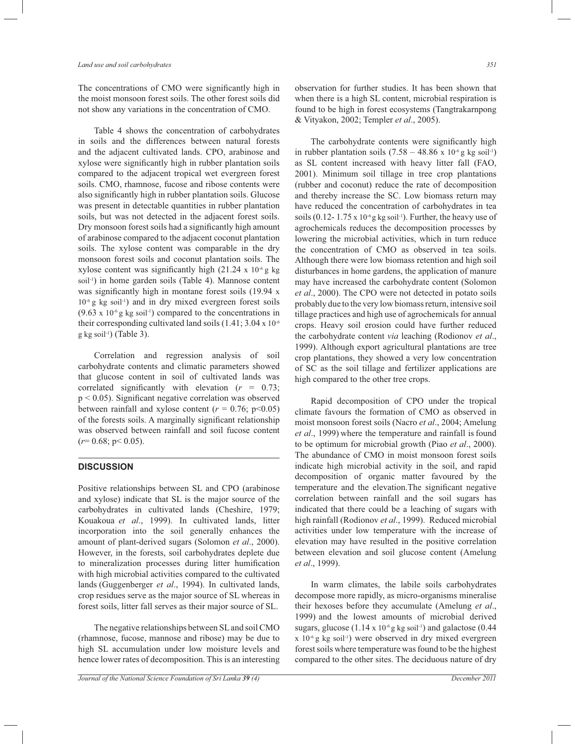The concentrations of CMO were significantly high in the moist monsoon forest soils. The other forest soils did not show any variations in the concentration of CMO.

Table 4 shows the concentration of carbohydrates in soils and the differences between natural forests and the adjacent cultivated lands. CPO, arabinose and xylose were significantly high in rubber plantation soils compared to the adjacent tropical wet evergreen forest soils. CMO, rhamnose, fucose and ribose contents were also significantly high in rubber plantation soils. Glucose was present in detectable quantities in rubber plantation soils, but was not detected in the adjacent forest soils. Dry monsoon forest soils had a significantly high amount of arabinose compared to the adjacent coconut plantation soils. The xylose content was comparable in the dry monsoon forest soils and coconut plantation soils. The xylose content was significantly high ($21.24 \times 10^{-6}$ g kg soil$^{-1}$) in home garden soils (Table 4). Mannose content was significantly high in montane forest soils ($19.94 \times 10^{-6}$ g kg soil$^{-1}$) and in dry mixed evergreen forest soils ($9.63 \times 10^{-6}$ g kg soil$^{-1}$) compared to the concentrations in their corresponding cultivated land soils (1.41; $3.04 \times 10^{-6}$ g kg soil$^{-1}$) (Table 3).

Correlation and regression analysis of soil carbohydrate contents and climatic parameters showed that glucose content in soil of cultivated lands was correlated significantly with elevation ($r = 0.73$; $p < 0.05$). Significant negative correlation was observed between rainfall and xylose content ($r = 0.76$; $p<0.05$) of the forests soils. A marginally significant relationship was observed between rainfall and soil fucose content ($r= 0.68$; $p< 0.05$).

## DISCUSSION

Positive relationships between SL and CPO (arabinose and xylose) indicate that SL is the major source of the carbohydrates in cultivated lands (Cheshire, 1979; Kouakoua *et al*., 1999). In cultivated lands, litter incorporation into the soil generally enhances the amount of plant-derived sugars (Solomon *et al*., 2000). However, in the forests, soil carbohydrates deplete due to mineralization processes during litter humification with high microbial activities compared to the cultivated lands (Guggenberger *et al*., 1994). In cultivated lands, crop residues serve as the major source of SL whereas in forest soils, litter fall serves as their major source of SL.

The negative relationships between SL and soil CMO (rhamnose, fucose, mannose and ribose) may be due to high SL accumulation under low moisture levels and hence lower rates of decomposition. This is an interesting observation for further studies. It has been shown that when there is a high SL content, microbial respiration is found to be high in forest ecosystems (Tangtrakarnpong & Vityakon, 2002; Templer *et al*., 2005).

The carbohydrate contents were significantly high in rubber plantation soils ($7.58 – 48.86 \times 10^{-6}$ g kg soil$^{-1}$) as SL content increased with heavy litter fall (FAO, 2001). Minimum soil tillage in tree crop plantations (rubber and coconut) reduce the rate of decomposition and thereby increase the SC. Low biomass return may have reduced the concentration of carbohydrates in tea soils ($0.12- 1.75 \times 10^{-6}$ g kg soil$^{-1}$). Further, the heavy use of agrochemicals reduces the decomposition processes by lowering the microbial activities, which in turn reduce the concentration of CMO as observed in tea soils. Although there were low biomass retention and high soil disturbances in home gardens, the application of manure may have increased the carbohydrate content (Solomon *et al*., 2000). The CPO were not detected in potato soils probably due to the very low biomass return, intensive soil tillage practices and high use of agrochemicals for annual crops. Heavy soil erosion could have further reduced the carbohydrate content *via* leaching (Rodionov *et al*., 1999). Although export agricultural plantations are tree crop plantations, they showed a very low concentration of SC as the soil tillage and fertilizer applications are high compared to the other tree crops.

Rapid decomposition of CPO under the tropical climate favours the formation of CMO as observed in moist monsoon forest soils (Nacro *et al*., 2004; Amelung *et al*., 1999) where the temperature and rainfall is found to be optimum for microbial growth (Piao *et al*., 2000). The abundance of CMO in moist monsoon forest soils indicate high microbial activity in the soil, and rapid decomposition of organic matter favoured by the temperature and the elevation.The significant negative correlation between rainfall and the soil sugars has indicated that there could be a leaching of sugars with high rainfall (Rodionov *et al*., 1999). Reduced microbial activities under low temperature with the increase of elevation may have resulted in the positive correlation between elevation and soil glucose content (Amelung *et al*., 1999).

In warm climates, the labile soils carbohydrates decompose more rapidly, as micro-organisms mineralise their hexoses before they accumulate (Amelung *et al*., 1999) and the lowest amounts of microbial derived sugars, glucose ($1.14 \times 10^{-6}$ g kg soil$^{-1}$) and galactose ($0.44 \times 10^{-6}$ g kg soil$^{-1}$) were observed in dry mixed evergreen forest soils where temperature was found to be the highest compared to the other sites. The deciduous nature of dry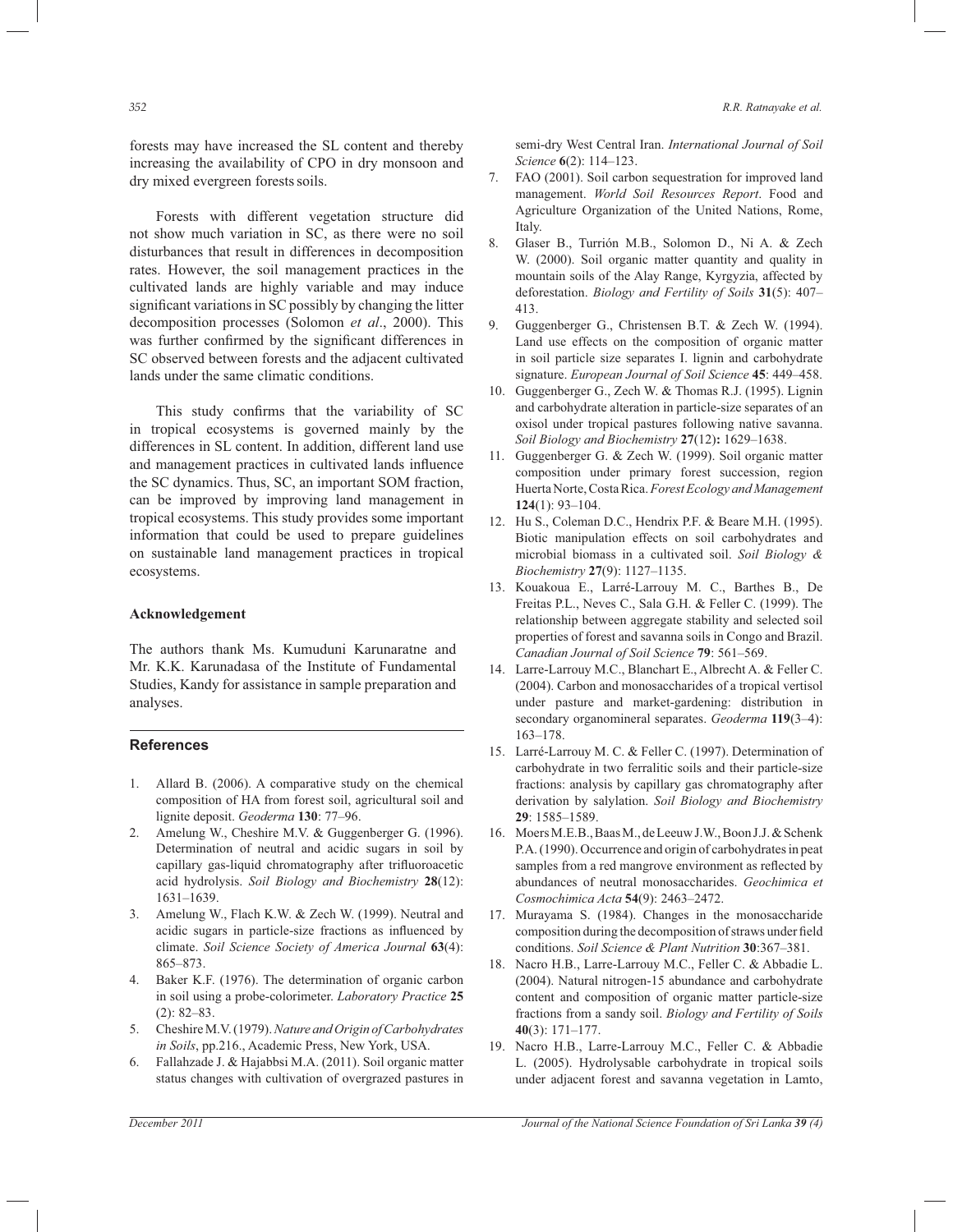forests may have increased the SL content and thereby increasing the availability of CPO in dry monsoon and dry mixed evergreen forests soils.

Forests with different vegetation structure did not show much variation in SC, as there were no soil disturbances that result in differences in decomposition rates. However, the soil management practices in the cultivated lands are highly variable and may induce significant variations in SC possibly by changing the litter decomposition processes (Solomon *et al*., 2000). This was further confirmed by the significant differences in SC observed between forests and the adjacent cultivated lands under the same climatic conditions.

This study confirms that the variability of SC in tropical ecosystems is governed mainly by the differences in SL content. In addition, different land use and management practices in cultivated lands influence the SC dynamics. Thus, SC, an important SOM fraction, can be improved by improving land management in tropical ecosystems. This study provides some important information that could be used to prepare guidelines on sustainable land management practices in tropical ecosystems.

**Acknowledgement**

The authors thank Ms. Kumuduni Karunaratne and Mr. K.K. Karunadasa of the Institute of Fundamental Studies, Kandy for assistance in sample preparation and analyses.

## References

1. Allard B. (2006). A comparative study on the chemical composition of HA from forest soil, agricultural soil and lignite deposit. *Geoderma* **130**: 77–96.
2. Amelung W., Cheshire M.V. & Guggenberger G. (1996). Determination of neutral and acidic sugars in soil by capillary gas-liquid chromatography after trifluoroacetic acid hydrolysis. *Soil Biology and Biochemistry* **28**(12): 1631–1639.
3. Amelung W., Flach K.W. & Zech W. (1999). Neutral and acidic sugars in particle-size fractions as influenced by climate. *Soil Science Society of America Journal* **63**(4): 865–873.
4. Baker K.F. (1976). The determination of organic carbon in soil using a probe-colorimeter. *Laboratory Practice* **25** (2): 82–83.
5. Cheshire M.V. (1979). *Nature and Origin of Carbohydrates in Soils*, pp.216., Academic Press, New York, USA.
6. Fallahzade J. & Hajabbsi M.A. (2011). Soil organic matter status changes with cultivation of overgrazed pastures in semi-dry West Central Iran. *International Journal of Soil Science* **6**(2): 114–123.
7. FAO (2001). Soil carbon sequestration for improved land management. *World Soil Resources Report*. Food and Agriculture Organization of the United Nations, Rome, Italy.
8. Glaser B., Turrión M.B., Solomon D., Ni A. & Zech W. (2000). Soil organic matter quantity and quality in mountain soils of the Alay Range, Kyrgyzia, affected by deforestation. *Biology and Fertility of Soils* **31**(5): 407–413.
9. Guggenberger G., Christensen B.T. & Zech W. (1994). Land use effects on the composition of organic matter in soil particle size separates I. lignin and carbohydrate signature. *European Journal of Soil Science* **45**: 449–458.
10. Guggenberger G., Zech W. & Thomas R.J. (1995). Lignin and carbohydrate alteration in particle-size separates of an oxisol under tropical pastures following native savanna. *Soil Biology and Biochemistry* **27**(12)**:** 1629–1638.
11. Guggenberger G. & Zech W. (1999). Soil organic matter composition under primary forest succession, region Huerta Norte, Costa Rica. *Forest Ecology and Management* **124**(1): 93–104.
12. Hu S., Coleman D.C., Hendrix P.F. & Beare M.H. (1995). Biotic manipulation effects on soil carbohydrates and microbial biomass in a cultivated soil. *Soil Biology & Biochemistry* **27**(9): 1127–1135.
13. Kouakoua E., Larré-Larrouy M. C., Barthes B., De Freitas P.L., Neves C., Sala G.H. & Feller C. (1999). The relationship between aggregate stability and selected soil properties of forest and savanna soils in Congo and Brazil. *Canadian Journal of Soil Science* **79**: 561–569.
14. Larre-Larrouy M.C., Blanchart E., Albrecht A. & Feller C. (2004). Carbon and monosaccharides of a tropical vertisol under pasture and market-gardening: distribution in secondary organomineral separates. *Geoderma* **119**(3–4): 163–178.
15. Larré-Larrouy M. C. & Feller C. (1997). Determination of carbohydrate in two ferralitic soils and their particle-size fractions: analysis by capillary gas chromatography after derivation by salylation. *Soil Biology and Biochemistry* **29**: 1585–1589.
16. Moers M.E.B., Baas M., de Leeuw J.W., Boon J.J. & Schenk P.A. (1990). Occurrence and origin of carbohydrates in peat samples from a red mangrove environment as reflected by abundances of neutral monosaccharides. *Geochimica et Cosmochimica Acta* **54**(9): 2463–2472.
17. Murayama S. (1984). Changes in the monosaccharide composition during the decomposition of straws under field conditions. *Soil Science & Plant Nutrition* **30**:367–381.
18. Nacro H.B., Larre-Larrouy M.C., Feller C. & Abbadie L. (2004). Natural nitrogen-15 abundance and carbohydrate content and composition of organic matter particle-size fractions from a sandy soil. *Biology and Fertility of Soils* **40**(3): 171–177.
19. Nacro H.B., Larre-Larrouy M.C., Feller C. & Abbadie L. (2005). Hydrolysable carbohydrate in tropical soils under adjacent forest and savanna vegetation in Lamto,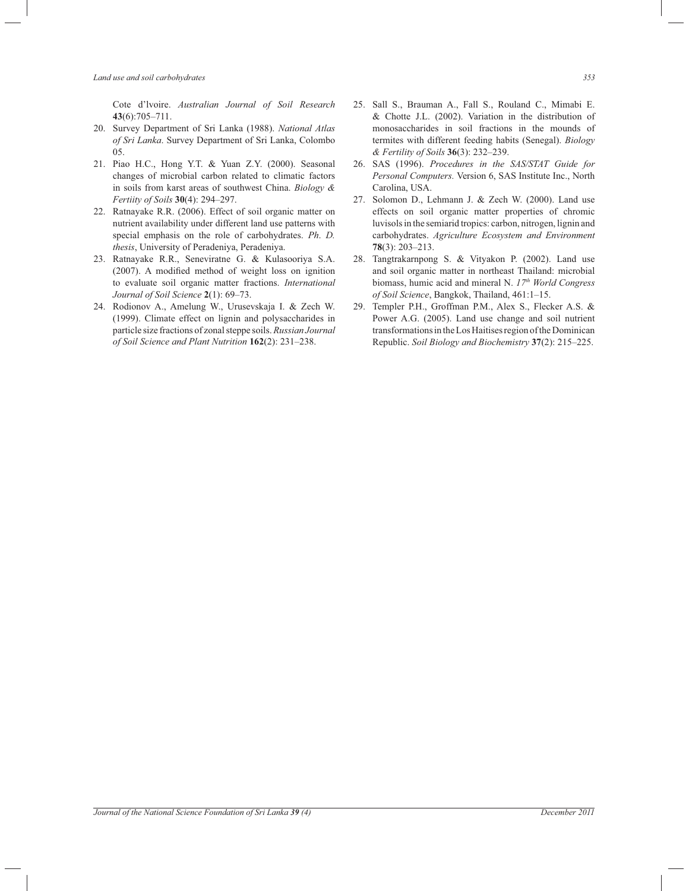Cote d'lvoire. *Australian Journal of Soil Research* **43**(6):705–711.

20. Survey Department of Sri Lanka (1988). *National Atlas of Sri Lanka*. Survey Department of Sri Lanka, Colombo 05.
21. Piao H.C., Hong Y.T. & Yuan Z.Y. (2000). Seasonal changes of microbial carbon related to climatic factors in soils from karst areas of southwest China. *Biology & Fertiity of Soils* **30**(4): 294–297.
22. Ratnayake R.R. (2006). Effect of soil organic matter on nutrient availability under different land use patterns with special emphasis on the role of carbohydrates. *Ph. D. thesis*, University of Peradeniya, Peradeniya.
23. Ratnayake R.R., Seneviratne G. & Kulasooriya S.A. (2007). A modified method of weight loss on ignition to evaluate soil organic matter fractions. *International Journal of Soil Science* **2**(1): 69–73.
24. Rodionov A., Amelung W., Urusevskaja I. & Zech W. (1999). Climate effect on lignin and polysaccharides in particle size fractions of zonal steppe soils. *Russian Journal of Soil Science and Plant Nutrition* **162**(2): 231–238.
25. Sall S., Brauman A., Fall S., Rouland C., Mimabi E. & Chotte J.L. (2002). Variation in the distribution of monosaccharides in soil fractions in the mounds of termites with different feeding habits (Senegal). *Biology & Fertility of Soils* **36**(3): 232–239.
26. SAS (1996). *Procedures in the SAS/STAT Guide for Personal Computers.* Version 6, SAS Institute Inc., North Carolina, USA.
27. Solomon D., Lehmann J. & Zech W. (2000). Land use effects on soil organic matter properties of chromic luvisols in the semiarid tropics: carbon, nitrogen, lignin and carbohydrates. *Agriculture Ecosystem and Environment* **78**(3): 203–213.
28. Tangtrakarnpong S. & Vityakon P. (2002). Land use and soil organic matter in northeast Thailand: microbial biomass, humic acid and mineral N. *17th World Congress of Soil Science*, Bangkok, Thailand, 461:1–15.
29. Templer P.H., Groffman P.M., Alex S., Flecker A.S. & Power A.G. (2005). Land use change and soil nutrient transformations in the Los Haitises region of the Dominican Republic. *Soil Biology and Biochemistry* **37**(2): 215–225.